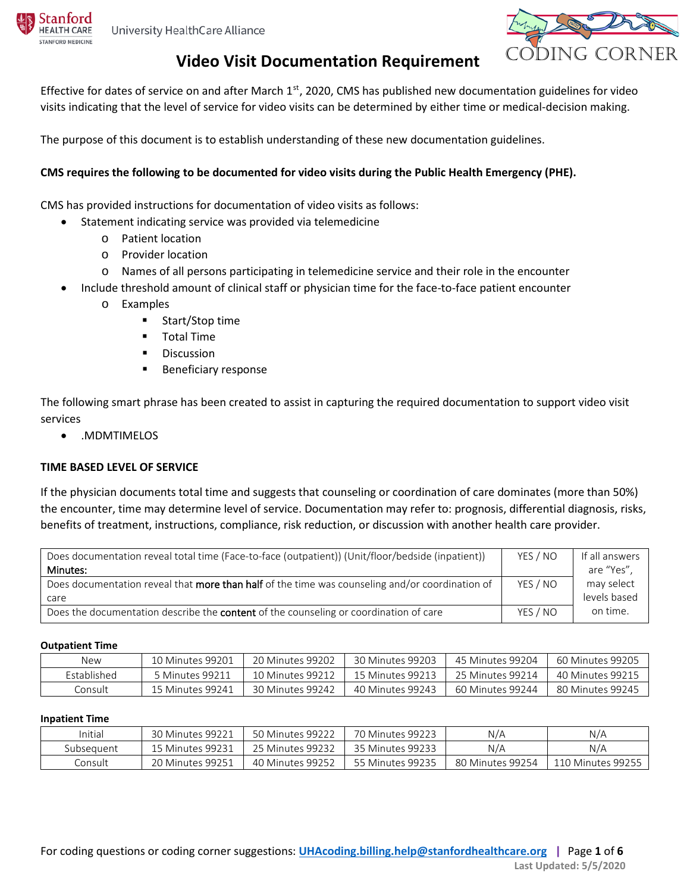# Video Visit Documentation Requirement

Effective for dates of service on and after March 1st, 2020, CMS has published new documentation guidelines for video visits indicating that the level of service for video visits can be determined by either time or medical-decision making.

The purpose of this document is to establish understanding of these new documentation guidelines.

**CMS requires the following to be documented for video visits during the Public Health Emergency (PHE).**

CMS has provided instructions for documentation of video visits as follows:

- Statement indicating service was provided via telemedicine
  - Patient location
  - Provider location
  - Names of all persons participating in telemedicine service and their role in the encounter
- Include threshold amount of clinical staff or physician time for the face-to-face patient encounter
  - Examples
    - Start/Stop time
    - Total Time
    - Discussion
    - Beneficiary response

The following smart phrase has been created to assist in capturing the required documentation to support video visit services

- .MDMTIMELOS

**TIME BASED LEVEL OF SERVICE**

If the physician documents total time and suggests that counseling or coordination of care dominates (more than 50%) the encounter, time may determine level of service. Documentation may refer to: prognosis, differential diagnosis, risks, benefits of treatment, instructions, compliance, risk reduction, or discussion with another health care provider.

| | | |
|---|---|---|
| Does documentation reveal total time (Face-to-face (outpatient)) (Unit/floor/bedside (inpatient)) Minutes: | YES / NO | If all answers are "Yes", may select levels based on time. |
| Does documentation reveal that **more than half** of the time was counseling and/or coordination of care | YES / NO | |
| Does the documentation describe the **content** of the counseling or coordination of care | YES / NO | |

**Outpatient Time**

| | | | | | |
|---|---|---|---|---|---|
| New | 10 Minutes 99201 | 20 Minutes 99202 | 30 Minutes 99203 | 45 Minutes 99204 | 60 Minutes 99205 |
| Established | 5 Minutes 99211 | 10 Minutes 99212 | 15 Minutes 99213 | 25 Minutes 99214 | 40 Minutes 99215 |
| Consult | 15 Minutes 99241 | 30 Minutes 99242 | 40 Minutes 99243 | 60 Minutes 99244 | 80 Minutes 99245 |

**Inpatient Time**

| | | | | | |
|---|---|---|---|---|---|
| Initial | 30 Minutes 99221 | 50 Minutes 99222 | 70 Minutes 99223 | N/A | N/A |
| Subsequent | 15 Minutes 99231 | 25 Minutes 99232 | 35 Minutes 99233 | N/A | N/A |
| Consult | 20 Minutes 99251 | 40 Minutes 99252 | 55 Minutes 99235 | 80 Minutes 99254 | 110 Minutes 99255 |

For coding questions or coding corner suggestions: UHAcoding.billing.help@stanfordhealthcare.org

Last Updated: 5/5/2020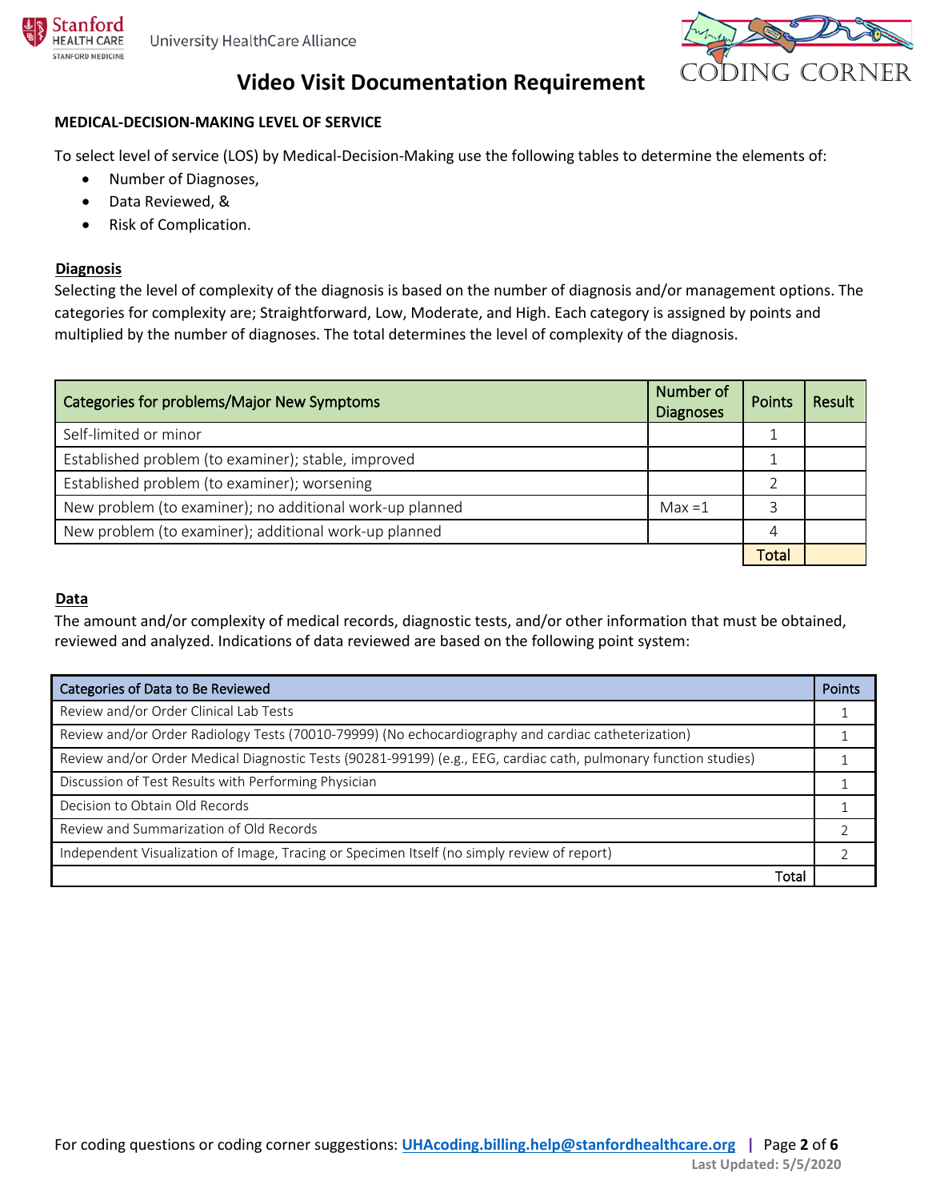# Video Visit Documentation Requirement

**MEDICAL-DECISION-MAKING LEVEL OF SERVICE**

To select level of service (LOS) by Medical-Decision-Making use the following tables to determine the elements of:

- Number of Diagnoses,
- Data Reviewed, &
- Risk of Complication.

## Diagnosis

Selecting the level of complexity of the diagnosis is based on the number of diagnosis and/or management options. The categories for complexity are; Straightforward, Low, Moderate, and High. Each category is assigned by points and multiplied by the number of diagnoses. The total determines the level of complexity of the diagnosis.

| Categories for problems/Major New Symptoms | Number of Diagnoses | Points | Result |
|---|---|---|---|
| Self-limited or minor | | 1 | |
| Established problem (to examiner); stable, improved | | 1 | |
| Established problem (to examiner); worsening | | 2 | |
| New problem (to examiner); no additional work-up planned | Max =1 | 3 | |
| New problem (to examiner); additional work-up planned | | 4 | |
| | | Total | |

## Data

The amount and/or complexity of medical records, diagnostic tests, and/or other information that must be obtained, reviewed and analyzed. Indications of data reviewed are based on the following point system:

| Categories of Data to Be Reviewed | Points |
|---|---|
| Review and/or Order Clinical Lab Tests | 1 |
| Review and/or Order Radiology Tests (70010-79999) (No echocardiography and cardiac catheterization) | 1 |
| Review and/or Order Medical Diagnostic Tests (90281-99199) (e.g., EEG, cardiac cath, pulmonary function studies) | 1 |
| Discussion of Test Results with Performing Physician | 1 |
| Decision to Obtain Old Records | 1 |
| Review and Summarization of Old Records | 2 |
| Independent Visualization of Image, Tracing or Specimen Itself (no simply review of report) | 2 |
| Total | |

For coding questions or coding corner suggestions: UHAcoding.billing.help@stanfordhealthcare.org

Last Updated: 5/5/2020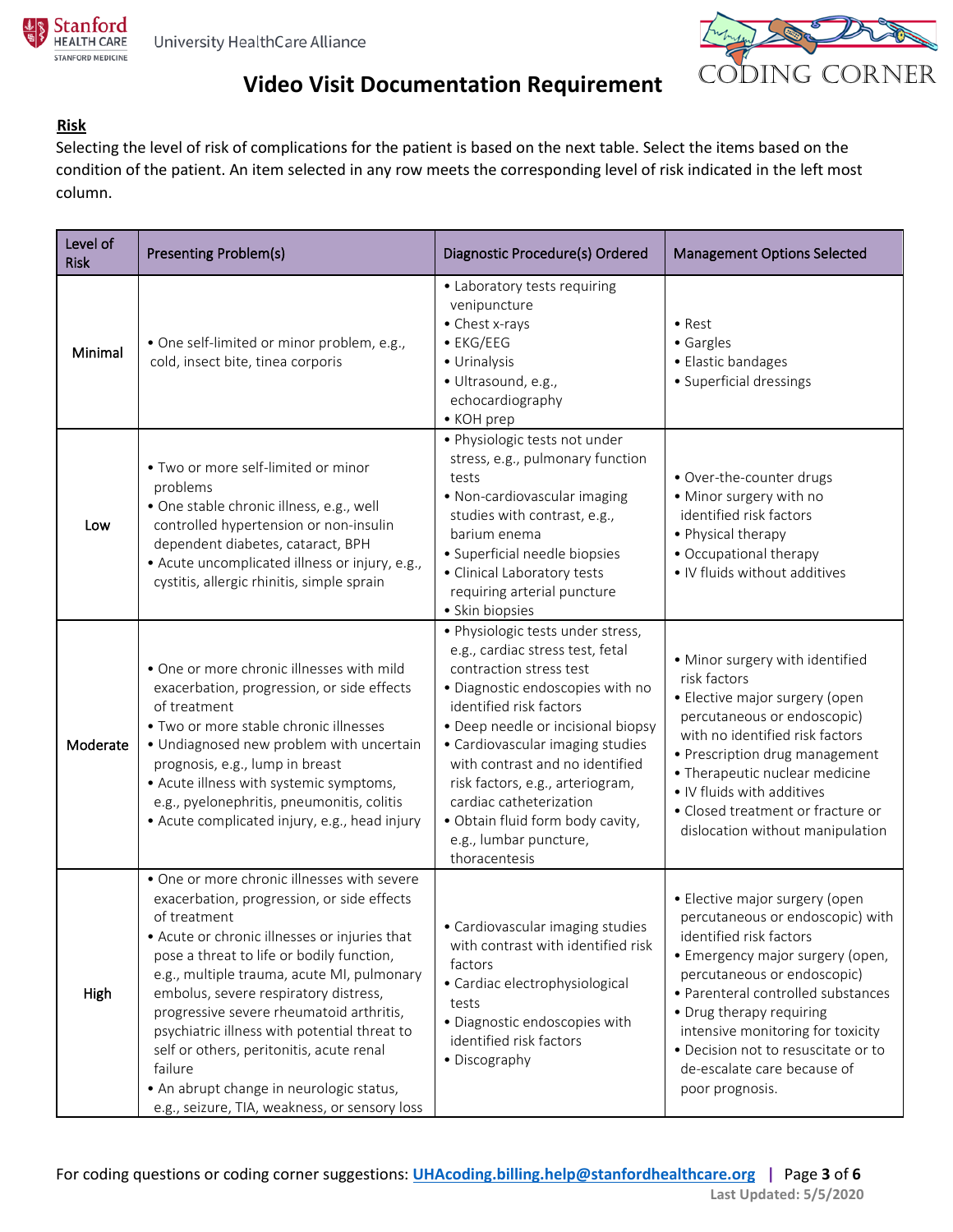# Video Visit Documentation Requirement

## Risk

Selecting the level of risk of complications for the patient is based on the next table. Select the items based on the condition of the patient. An item selected in any row meets the corresponding level of risk indicated in the left most column.

| Level of Risk | Presenting Problem(s) | Diagnostic Procedure(s) Ordered | Management Options Selected |
|---|---|---|---|
| Minimal | • One self-limited or minor problem, e.g., cold, insect bite, tinea corporis | • Laboratory tests requiring venipuncture<br>• Chest x-rays<br>• EKG/EEG<br>• Urinalysis<br>• Ultrasound, e.g., echocardiography<br>• KOH prep | • Rest<br>• Gargles<br>• Elastic bandages<br>• Superficial dressings |
| Low | • Two or more self-limited or minor problems<br>• One stable chronic illness, e.g., well controlled hypertension or non-insulin dependent diabetes, cataract, BPH<br>• Acute uncomplicated illness or injury, e.g., cystitis, allergic rhinitis, simple sprain | • Physiologic tests not under stress, e.g., pulmonary function tests<br>• Non-cardiovascular imaging studies with contrast, e.g., barium enema<br>• Superficial needle biopsies<br>• Clinical Laboratory tests requiring arterial puncture<br>• Skin biopsies | • Over-the-counter drugs<br>• Minor surgery with no identified risk factors<br>• Physical therapy<br>• Occupational therapy<br>• IV fluids without additives |
| Moderate | • One or more chronic illnesses with mild exacerbation, progression, or side effects of treatment<br>• Two or more stable chronic illnesses<br>• Undiagnosed new problem with uncertain prognosis, e.g., lump in breast<br>• Acute illness with systemic symptoms, e.g., pyelonephritis, pneumonitis, colitis<br>• Acute complicated injury, e.g., head injury | • Physiologic tests under stress, e.g., cardiac stress test, fetal contraction stress test<br>• Diagnostic endoscopies with no identified risk factors<br>• Deep needle or incisional biopsy<br>• Cardiovascular imaging studies with contrast and no identified risk factors, e.g., arteriogram, cardiac catheterization<br>• Obtain fluid form body cavity, e.g., lumbar puncture, thoracentesis | • Minor surgery with identified risk factors<br>• Elective major surgery (open percutaneous or endoscopic) with no identified risk factors<br>• Prescription drug management<br>• Therapeutic nuclear medicine<br>• IV fluids with additives<br>• Closed treatment or fracture or dislocation without manipulation |
| High | • One or more chronic illnesses with severe exacerbation, progression, or side effects of treatment<br>• Acute or chronic illnesses or injuries that pose a threat to life or bodily function, e.g., multiple trauma, acute MI, pulmonary embolus, severe respiratory distress, progressive severe rheumatoid arthritis, psychiatric illness with potential threat to self or others, peritonitis, acute renal failure<br>• An abrupt change in neurologic status, e.g., seizure, TIA, weakness, or sensory loss | • Cardiovascular imaging studies with contrast with identified risk factors<br>• Cardiac electrophysiological tests<br>• Diagnostic endoscopies with identified risk factors<br>• Discography | • Elective major surgery (open percutaneous or endoscopic) with identified risk factors<br>• Emergency major surgery (open, percutaneous or endoscopic)<br>• Parenteral controlled substances<br>• Drug therapy requiring intensive monitoring for toxicity<br>• Decision not to resuscitate or to de-escalate care because of poor prognosis. |

For coding questions or coding corner suggestions: UHAcoding.billing.help@stanfordhealthcare.org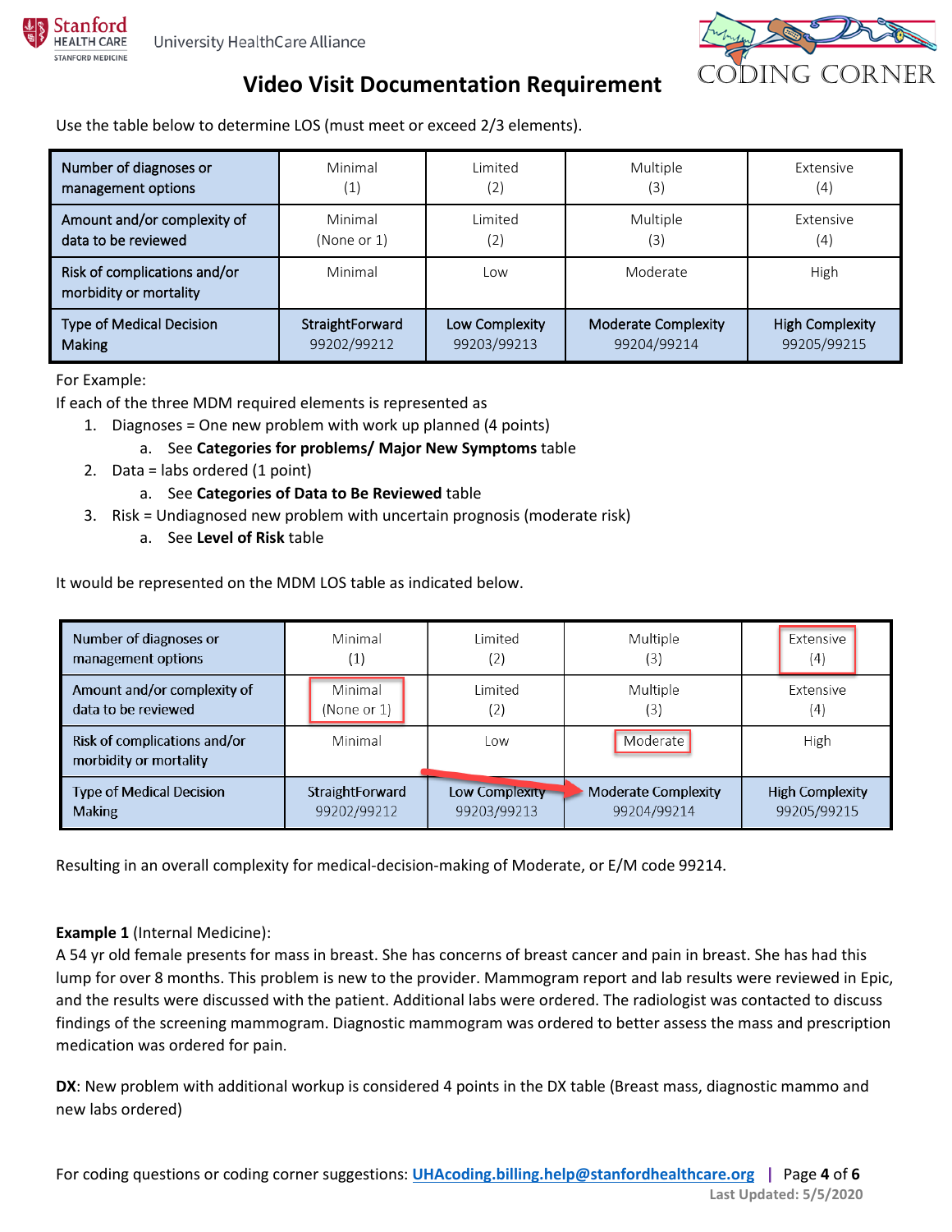## Video Visit Documentation Requirement

Use the table below to determine LOS (must meet or exceed 2/3 elements).

| Number of diagnoses or management options | Minimal (1) | Limited (2) | Multiple (3) | Extensive (4) |
|---|---|---|---|---|
| Amount and/or complexity of data to be reviewed | Minimal (None or 1) | Limited (2) | Multiple (3) | Extensive (4) |
| Risk of complications and/or morbidity or mortality | Minimal | Low | Moderate | High |
| Type of Medical Decision Making | StraightForward 99202/99212 | Low Complexity 99203/99213 | Moderate Complexity 99204/99214 | High Complexity 99205/99215 |

For Example:

If each of the three MDM required elements is represented as

1. Diagnoses = One new problem with work up planned (4 points)
   a. See **Categories for problems/ Major New Symptoms** table
2. Data = labs ordered (1 point)
   a. See **Categories of Data to Be Reviewed** table
3. Risk = Undiagnosed new problem with uncertain prognosis (moderate risk)
   a. See **Level of Risk** table

It would be represented on the MDM LOS table as indicated below.

| Number of diagnoses or management options | Minimal (1) | Limited (2) | Multiple (3) | **Extensive (4)** |
|---|---|---|---|---|
| Amount and/or complexity of data to be reviewed | **Minimal (None or 1)** | Limited (2) | Multiple (3) | Extensive (4) |
| Risk of complications and/or morbidity or mortality | Minimal | Low | **Moderate** | High |
| Type of Medical Decision Making | StraightForward 99202/99212 | Low Complexity 99203/99213 | **Moderate Complexity 99204/99214** | High Complexity 99205/99215 |

Resulting in an overall complexity for medical-decision-making of Moderate, or E/M code 99214.

**Example 1** (Internal Medicine):

A 54 yr old female presents for mass in breast. She has concerns of breast cancer and pain in breast. She has had this lump for over 8 months. This problem is new to the provider. Mammogram report and lab results were reviewed in Epic, and the results were discussed with the patient. Additional labs were ordered. The radiologist was contacted to discuss findings of the screening mammogram. Diagnostic mammogram was ordered to better assess the mass and prescription medication was ordered for pain.

**DX**: New problem with additional workup is considered 4 points in the DX table (Breast mass, diagnostic mammo and new labs ordered)

For coding questions or coding corner suggestions: UHAcoding.billing.help@stanfordhealthcare.org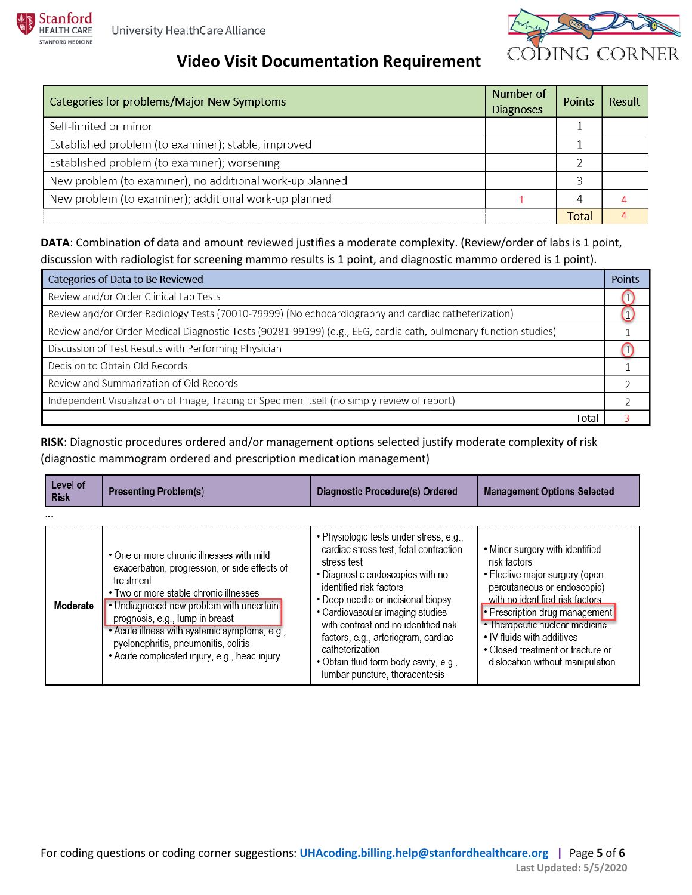# Video Visit Documentation Requirement

| Categories for problems/Major New Symptoms | Number of Diagnoses | Points | Result |
|---|---|---|---|
| Self-limited or minor | | 1 | |
| Established problem (to examiner); stable, improved | | 1 | |
| Established problem (to examiner); worsening | | 2 | |
| New problem (to examiner); no additional work-up planned | | 3 | |
| New problem (to examiner); additional work-up planned | 1 | 4 | 4 |
| | | Total | 4 |

**DATA**: Combination of data and amount reviewed justifies a moderate complexity. (Review/order of labs is 1 point, discussion with radiologist for screening mammo results is 1 point, and diagnostic mammo ordered is 1 point).

| Categories of Data to Be Reviewed | Points |
|---|---|
| Review and/or Order Clinical Lab Tests | 1 |
| Review and/or Order Radiology Tests (70010-79999) (No echocardiography and cardiac catheterization) | 1 |
| Review and/or Order Medical Diagnostic Tests (90281-99199) (e.g., EEG, cardia cath, pulmonary function studies) | 1 |
| Discussion of Test Results with Performing Physician | 1 |
| Decision to Obtain Old Records | 1 |
| Review and Summarization of Old Records | 2 |
| Independent Visualization of Image, Tracing or Specimen Itself (no simply review of report) | 2 |
| Total | 3 |

**RISK**: Diagnostic procedures ordered and/or management options selected justify moderate complexity of risk (diagnostic mammogram ordered and prescription medication management)

| Level of Risk | Presenting Problem(s) | Diagnostic Procedure(s) Ordered | Management Options Selected |
|---|---|---|---|
| ... | | | |
| Moderate | • One or more chronic illnesses with mild exacerbation, progression, or side effects of treatment<br>• Two or more stable chronic illnesses<br>• Undiagnosed new problem with uncertain prognosis, e.g., lump in breast<br>• Acute illness with systemic symptoms, e.g., pyelonephritis, pneumonitis, colitis<br>• Acute complicated injury, e.g., head injury | • Physiologic tests under stress, e.g., cardiac stress test, fetal contraction stress test<br>• Diagnostic endoscopies with no identified risk factors<br>• Deep needle or incisional biopsy<br>• Cardiovascular imaging studies with contrast and no identified risk factors, e.g., arteriogram, cardiac catheterization<br>• Obtain fluid form body cavity, e.g., lumbar puncture, thoracentesis | • Minor surgery with identified risk factors<br>• Elective major surgery (open percutaneous or endoscopic) with no identified risk factors<br>• Prescription drug management<br>• Therapeutic nuclear medicine<br>• IV fluids with additives<br>• Closed treatment or fracture or dislocation without manipulation |

For coding questions or coding corner suggestions: UHAcoding.billing.help@stanfordhealthcare.org

Last Updated: 5/5/2020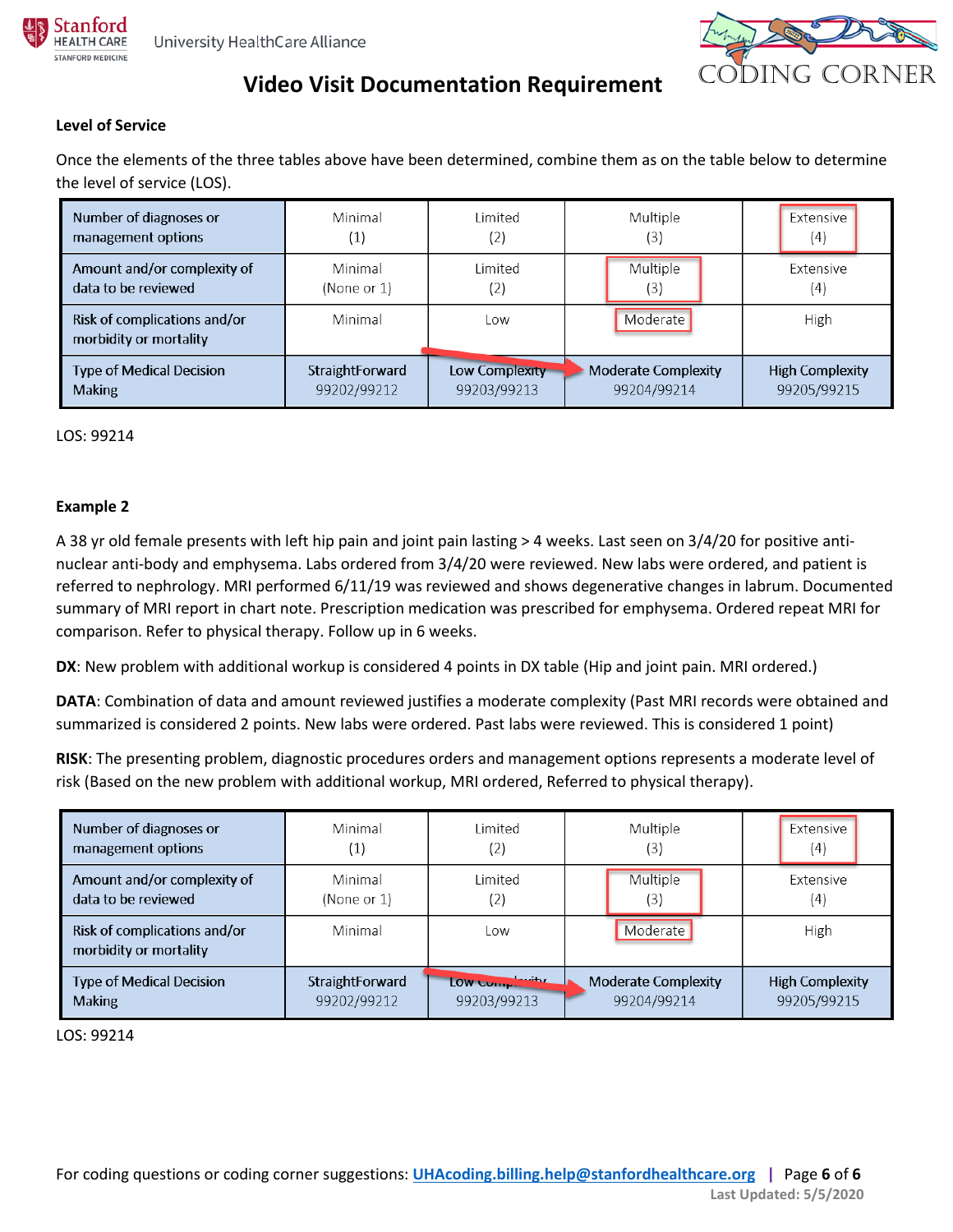# Video Visit Documentation Requirement

**Level of Service**

Once the elements of the three tables above have been determined, combine them as on the table below to determine the level of service (LOS).

| | | | | |
|---|---|---|---|---|
| Number of diagnoses or management options | Minimal (1) | Limited (2) | Multiple (3) | Extensive (4) |
| Amount and/or complexity of data to be reviewed | Minimal (None or 1) | Limited (2) | Multiple (3) | Extensive (4) |
| Risk of complications and/or morbidity or mortality | Minimal | Low | Moderate | High |
| Type of Medical Decision Making | StraightForward 99202/99212 | Low Complexity 99203/99213 | Moderate Complexity 99204/99214 | High Complexity 99205/99215 |

LOS: 99214

**Example 2**

A 38 yr old female presents with left hip pain and joint pain lasting > 4 weeks. Last seen on 3/4/20 for positive anti-nuclear anti-body and emphysema. Labs ordered from 3/4/20 were reviewed. New labs were ordered, and patient is referred to nephrology. MRI performed 6/11/19 was reviewed and shows degenerative changes in labrum. Documented summary of MRI report in chart note. Prescription medication was prescribed for emphysema. Ordered repeat MRI for comparison. Refer to physical therapy. Follow up in 6 weeks.

**DX**: New problem with additional workup is considered 4 points in DX table (Hip and joint pain. MRI ordered.)

**DATA**: Combination of data and amount reviewed justifies a moderate complexity (Past MRI records were obtained and summarized is considered 2 points. New labs were ordered. Past labs were reviewed. This is considered 1 point)

**RISK**: The presenting problem, diagnostic procedures orders and management options represents a moderate level of risk (Based on the new problem with additional workup, MRI ordered, Referred to physical therapy).

| | | | | |
|---|---|---|---|---|
| Number of diagnoses or management options | Minimal (1) | Limited (2) | Multiple (3) | Extensive (4) |
| Amount and/or complexity of data to be reviewed | Minimal (None or 1) | Limited (2) | Multiple (3) | Extensive (4) |
| Risk of complications and/or morbidity or mortality | Minimal | Low | Moderate | High |
| Type of Medical Decision Making | StraightForward 99202/99212 | Low Complexity 99203/99213 | Moderate Complexity 99204/99214 | High Complexity 99205/99215 |

LOS: 99214

For coding questions or coding corner suggestions: UHAcoding.billing.help@stanfordhealthcare.org

Last Updated: 5/5/2020